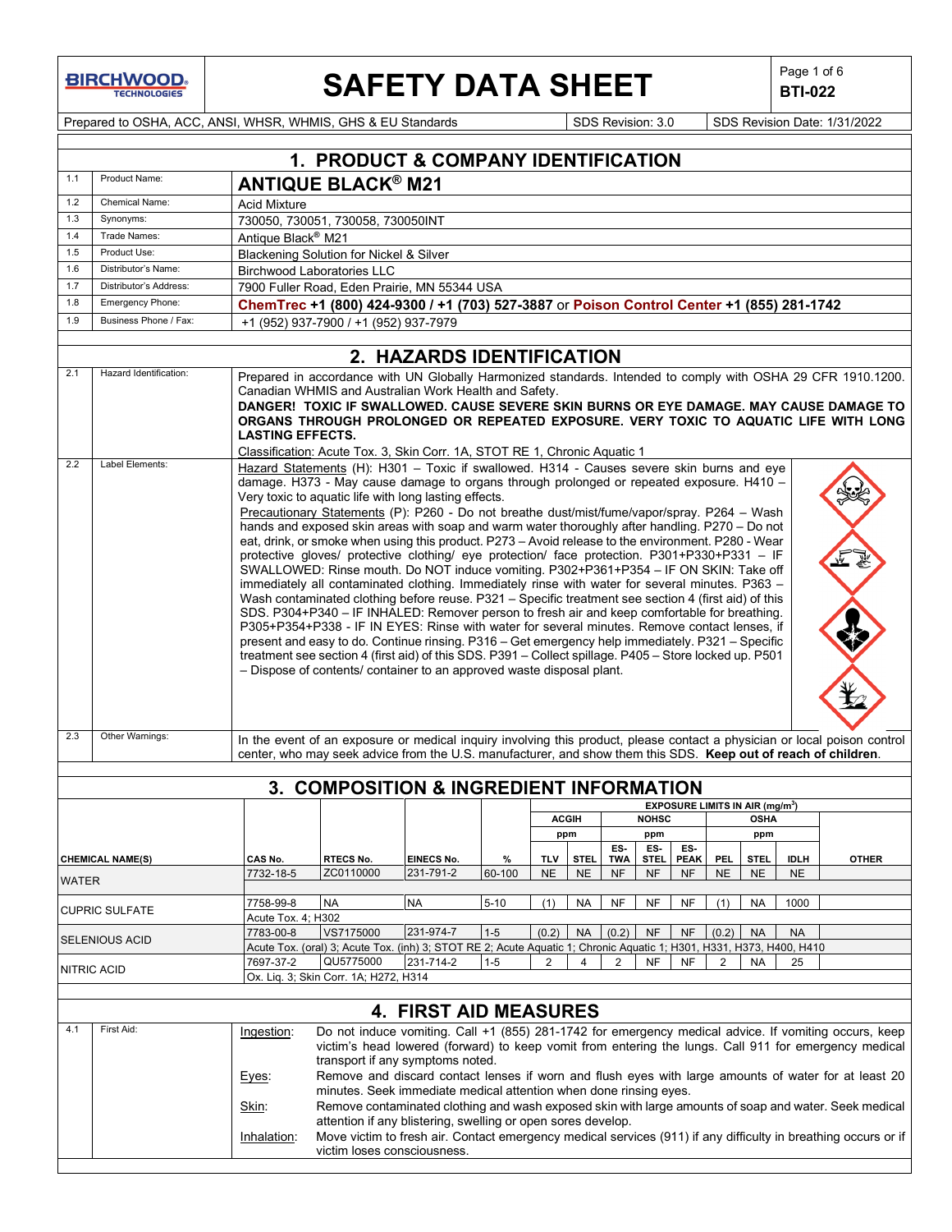# SAFETY DATA SHEET

**BTI-022**

Prepared to OSHA, ACC, ANSI, WHSR, WHMIS, GHS & EU Standards | SDS Revision: 3.0 | SDS Revision Date: 1/31/2022

## 1. PRODUCT & COMPANY IDENTIFICATION

| | | |
|---|---|---|
| 1.1 | Product Name: | **ANTIQUE BLACK® M21** |
| 1.2 | Chemical Name: | Acid Mixture |
| 1.3 | Synonyms: | 730050, 730051, 730058, 730050INT |
| 1.4 | Trade Names: | Antique Black® M21 |
| 1.5 | Product Use: | Blackening Solution for Nickel & Silver |
| 1.6 | Distributor's Name: | Birchwood Laboratories LLC |
| 1.7 | Distributor's Address: | 7900 Fuller Road, Eden Prairie, MN 55344 USA |
| 1.8 | Emergency Phone: | **ChemTrec +1 (800) 424-9300 / +1 (703) 527-3887** or **Poison Control Center +1 (855) 281-1742** |
| 1.9 | Business Phone / Fax: | +1 (952) 937-7900 / +1 (952) 937-7979 |

## 2. HAZARDS IDENTIFICATION

| | | |
|---|---|---|
| 2.1 | Hazard Identification: | Prepared in accordance with UN Globally Harmonized standards. Intended to comply with OSHA 29 CFR 1910.1200. Canadian WHMIS and Australian Work Health and Safety. **DANGER! TOXIC IF SWALLOWED. CAUSE SEVERE SKIN BURNS OR EYE DAMAGE. MAY CAUSE DAMAGE TO ORGANS THROUGH PROLONGED OR REPEATED EXPOSURE. VERY TOXIC TO AQUATIC LIFE WITH LONG LASTING EFFECTS.** Classification: Acute Tox. 3, Skin Corr. 1A, STOT RE 1, Chronic Aquatic 1 |
| 2.2 | Label Elements: | Hazard Statements (H): H301 – Toxic if swallowed. H314 - Causes severe skin burns and eye damage. H373 - May cause damage to organs through prolonged or repeated exposure. H410 – Very toxic to aquatic life with long lasting effects. Precautionary Statements (P): P260 - Do not breathe dust/mist/fume/vapor/spray. P264 – Wash hands and exposed skin areas with soap and warm water thoroughly after handling. P270 – Do not eat, drink, or smoke when using this product. P273 – Avoid release to the environment. P280 - Wear protective gloves/ protective clothing/ eye protection/ face protection. P301+P330+P331 – IF SWALLOWED: Rinse mouth. Do NOT induce vomiting. P302+P361+P354 – IF ON SKIN: Take off immediately all contaminated clothing. Immediately rinse with water for several minutes. P363 – Wash contaminated clothing before reuse. P321 – Specific treatment see section 4 (first aid) of this SDS. P304+P340 – IF INHALED: Remover person to fresh air and keep comfortable for breathing. P305+P354+P338 - IF IN EYES: Rinse with water for several minutes. Remove contact lenses, if present and easy to do. Continue rinsing. P316 – Get emergency help immediately. P321 – Specific treatment see section 4 (first aid) of this SDS. P391 – Collect spillage. P405 – Store locked up. P501 – Dispose of contents/ container to an approved waste disposal plant. |
| 2.3 | Other Warnings: | In the event of an exposure or medical inquiry involving this product, please contact a physician or local poison control center, who may seek advice from the U.S. manufacturer, and show them this SDS. **Keep out of reach of children**. |

## 3. COMPOSITION & INGREDIENT INFORMATION

| | | | | | EXPOSURE LIMITS IN AIR (mg/m³) | | | | | | | | |
|---|---|---|---|---|---|---|---|---|---|---|---|---|---|
| | | | | | ACGIH | | NOHSC | | | OSHA | | | |
| | | | | | ppm | | ppm | | | ppm | | | |
| **CHEMICAL NAME(S)** | **CAS No.** | **RTECS No.** | **EINECS No.** | **%** | **TLV** | **STEL** | **ES-TWA** | **ES-STEL** | **ES-PEAK** | **PEL** | **STEL** | **IDLH** | **OTHER** |
| WATER | 7732-18-5 | ZC0110000 | 231-791-2 | 60-100 | NE | NE | NF | NF | NF | NE | NE | NE | |
| CUPRIC SULFATE | 7758-99-8 | NA | NA | 5-10 | (1) | NA | NF | NF | NF | (1) | NA | 1000 | |
| | Acute Tox. 4; H302 | | | | | | | | | | | | |
| SELENIOUS ACID | 7783-00-8 | VS7175000 | 231-974-7 | 1-5 | (0.2) | NA | (0.2) | NF | NF | (0.2) | NA | NA | |
| | Acute Tox. (oral) 3; Acute Tox. (inh) 3; STOT RE 2; Acute Aquatic 1; Chronic Aquatic 1; H301, H331, H373, H400, H410 | | | | | | | | | | | | |
| NITRIC ACID | 7697-37-2 | QU5775000 | 231-714-2 | 1-5 | 2 | 4 | 2 | NF | NF | 2 | NA | 25 | |
| | Ox. Liq. 3; Skin Corr. 1A; H272, H314 | | | | | | | | | | | | |

## 4. FIRST AID MEASURES

| | | | |
|---|---|---|---|
| 4.1 | First Aid: | Ingestion: | Do not induce vomiting. Call +1 (855) 281-1742 for emergency medical advice. If vomiting occurs, keep victim's head lowered (forward) to keep vomit from entering the lungs. Call 911 for emergency medical transport if any symptoms noted. |
| | | Eyes: | Remove and discard contact lenses if worn and flush eyes with large amounts of water for at least 20 minutes. Seek immediate medical attention when done rinsing eyes. |
| | | Skin: | Remove contaminated clothing and wash exposed skin with large amounts of soap and water. Seek medical attention if any blistering, swelling or open sores develop. |
| | | Inhalation: | Move victim to fresh air. Contact emergency medical services (911) if any difficulty in breathing occurs or if victim loses consciousness. |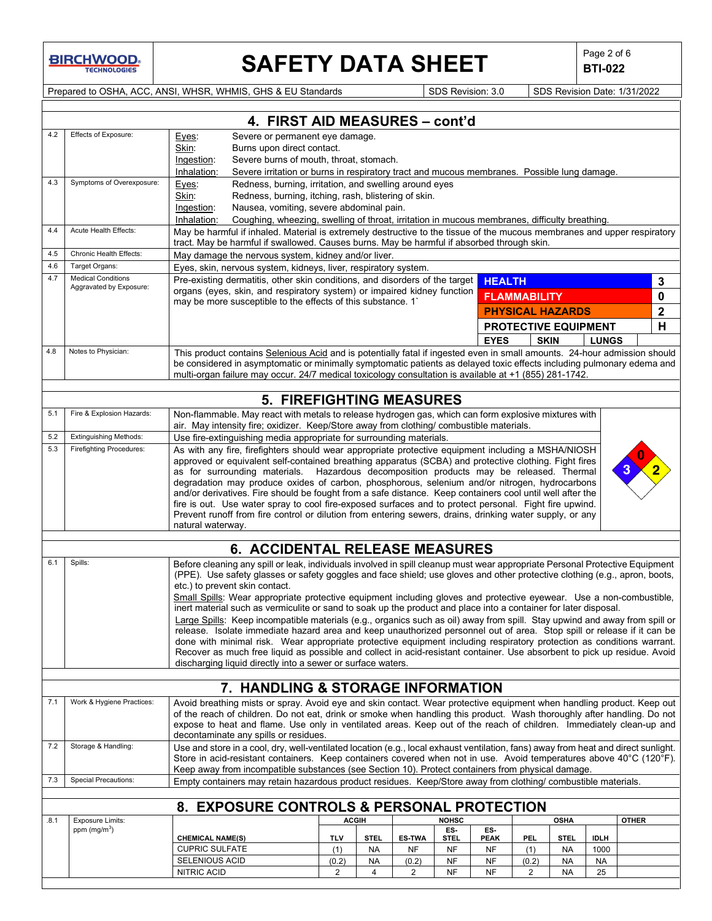## 4. FIRST AID MEASURES – cont'd

| | | |
|---|---|---|
| 4.2 | Effects of Exposure: | Eyes: Severe or permanent eye damage.<br>Skin: Burns upon direct contact.<br>Ingestion: Severe burns of mouth, throat, stomach.<br>Inhalation: Severe irritation or burns in respiratory tract and mucous membranes. Possible lung damage. |
| 4.3 | Symptoms of Overexposure: | Eyes: Redness, burning, irritation, and swelling around eyes<br>Skin: Redness, burning, itching, rash, blistering of skin.<br>Ingestion: Nausea, vomiting, severe abdominal pain.<br>Inhalation: Coughing, wheezing, swelling of throat, irritation in mucous membranes, difficulty breathing. |
| 4.4 | Acute Health Effects: | May be harmful if inhaled. Material is extremely destructive to the tissue of the mucous membranes and upper respiratory tract. May be harmful if swallowed. Causes burns. May be harmful if absorbed through skin. |
| 4.5 | Chronic Health Effects: | May damage the nervous system, kidney and/or liver. |
| 4.6 | Target Organs: | Eyes, skin, nervous system, kidneys, liver, respiratory system. |
| 4.7 | Medical Conditions Aggravated by Exposure: | Pre-existing dermatitis, other skin conditions, and disorders of the target organs (eyes, skin, and respiratory system) or impaired kidney function may be more susceptible to the effects of this substance. 1` |
| 4.8 | Notes to Physician: | This product contains Selenious Acid and is potentially fatal if ingested even in small amounts. 24-hour admission should be considered in asymptomatic or minimally symptomatic patients as delayed toxic effects including pulmonary edema and multi-organ failure may occur. 24/7 medical toxicology consultation is available at +1 (855) 281-1742. |

| HMIS | |
|---|---|
| HEALTH | 3 |
| FLAMMABILITY | 0 |
| PHYSICAL HAZARDS | 2 |
| PROTECTIVE EQUIPMENT | H |
| EYES / SKIN / LUNGS | |

## 5. FIREFIGHTING MEASURES

| | | |
|---|---|---|
| 5.1 | Fire & Explosion Hazards: | Non-flammable. May react with metals to release hydrogen gas, which can form explosive mixtures with air. May intensify fire; oxidizer. Keep/Store away from clothing/ combustible materials. |
| 5.2 | Extinguishing Methods: | Use fire-extinguishing media appropriate for surrounding materials. |
| 5.3 | Firefighting Procedures: | As with any fire, firefighters should wear appropriate protective equipment including a MSHA/NIOSH approved or equivalent self-contained breathing apparatus (SCBA) and protective clothing. Fight fires as for surrounding materials. Hazardous decomposition products may be released. Thermal degradation may produce oxides of carbon, phosphorous, selenium and/or nitrogen, hydrocarbons and/or derivatives. Fire should be fought from a safe distance. Keep containers cool until well after the fire is out. Use water spray to cool fire-exposed surfaces and to protect personal. Fight fire upwind. Prevent runoff from fire control or dilution from entering sewers, drains, drinking water supply, or any natural waterway. |

NFPA: Health 3, Flammability 0, Instability 2

## 6. ACCIDENTAL RELEASE MEASURES

| | | |
|---|---|---|
| 6.1 | Spills: | Before cleaning any spill or leak, individuals involved in spill cleanup must wear appropriate Personal Protective Equipment (PPE). Use safety glasses or safety goggles and face shield; use gloves and other protective clothing (e.g., apron, boots, etc.) to prevent skin contact.<br>Small Spills: Wear appropriate protective equipment including gloves and protective eyewear. Use a non-combustible, inert material such as vermiculite or sand to soak up the product and place into a container for later disposal.<br>Large Spills: Keep incompatible materials (e.g., organics such as oil) away from spill. Stay upwind and away from spill or release. Isolate immediate hazard area and keep unauthorized personnel out of area. Stop spill or release if it can be done with minimal risk. Wear appropriate protective equipment including respiratory protection as conditions warrant. Recover as much free liquid as possible and collect in acid-resistant container. Use absorbent to pick up residue. Avoid discharging liquid directly into a sewer or surface waters. |

## 7. HANDLING & STORAGE INFORMATION

| | | |
|---|---|---|
| 7.1 | Work & Hygiene Practices: | Avoid breathing mists or spray. Avoid eye and skin contact. Wear protective equipment when handling product. Keep out of the reach of children. Do not eat, drink or smoke when handling this product. Wash thoroughly after handling. Do not expose to heat and flame. Use only in ventilated areas. Keep out of the reach of children. Immediately clean-up and decontaminate any spills or residues. |
| 7.2 | Storage & Handling: | Use and store in a cool, dry, well-ventilated location (e.g., local exhaust ventilation, fans) away from heat and direct sunlight. Store in acid-resistant containers. Keep containers covered when not in use. Avoid temperatures above 40°C (120°F). Keep away from incompatible substances (see Section 10). Protect containers from physical damage. |
| 7.3 | Special Precautions: | Empty containers may retain hazardous product residues. Keep/Store away from clothing/ combustible materials. |

## 8. EXPOSURE CONTROLS & PERSONAL PROTECTION

8.1 Exposure Limits: ppm ($mg/m^3$)

| | ACGIH | | NOHSC | | | OSHA | | | OTHER |
|---|---|---|---|---|---|---|---|---|---|
| CHEMICAL NAME(S) | TLV | STEL | ES-TWA | ES-STEL | ES-PEAK | PEL | STEL | IDLH | |
| CUPRIC SULFATE | (1) | NA | NF | NF | NF | (1) | NA | 1000 | |
| SELENIOUS ACID | (0.2) | NA | (0.2) | NF | NF | (0.2) | NA | NA | |
| NITRIC ACID | 2 | 4 | 2 | NF | NF | 2 | NA | 25 | |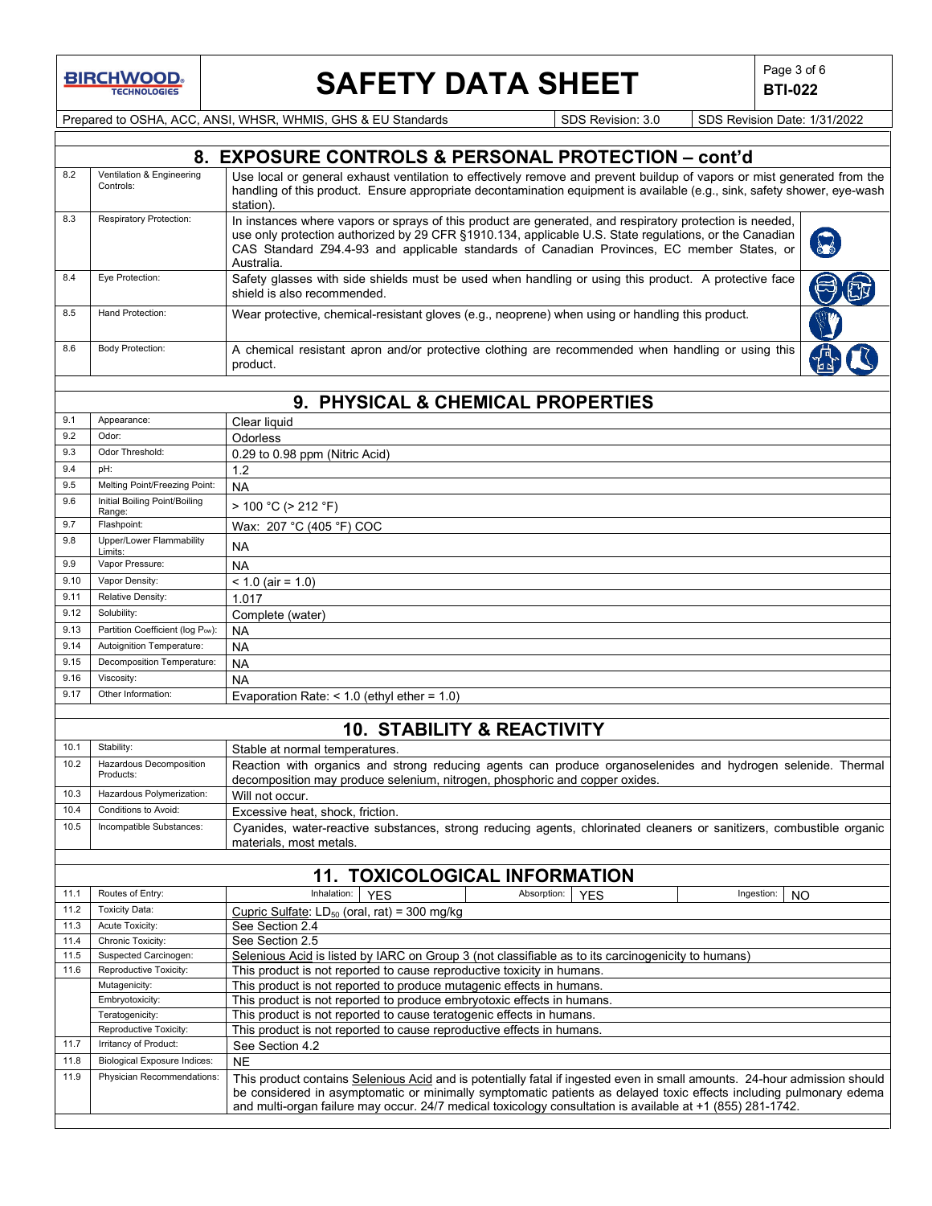## 8. EXPOSURE CONTROLS & PERSONAL PROTECTION – cont'd

| | | |
|---|---|---|
| 8.2 | Ventilation & Engineering Controls: | Use local or general exhaust ventilation to effectively remove and prevent buildup of vapors or mist generated from the handling of this product. Ensure appropriate decontamination equipment is available (e.g., sink, safety shower, eye-wash station). |
| 8.3 | Respiratory Protection: | In instances where vapors or sprays of this product are generated, and respiratory protection is needed, use only protection authorized by 29 CFR §1910.134, applicable U.S. State regulations, or the Canadian CAS Standard Z94.4-93 and applicable standards of Canadian Provinces, EC member States, or Australia. |
| 8.4 | Eye Protection: | Safety glasses with side shields must be used when handling or using this product. A protective face shield is also recommended. |
| 8.5 | Hand Protection: | Wear protective, chemical-resistant gloves (e.g., neoprene) when using or handling this product. |
| 8.6 | Body Protection: | A chemical resistant apron and/or protective clothing are recommended when handling or using this product. |

## 9. PHYSICAL & CHEMICAL PROPERTIES

| | | |
|---|---|---|
| 9.1 | Appearance: | Clear liquid |
| 9.2 | Odor: | Odorless |
| 9.3 | Odor Threshold: | 0.29 to 0.98 ppm (Nitric Acid) |
| 9.4 | pH: | 1.2 |
| 9.5 | Melting Point/Freezing Point: | NA |
| 9.6 | Initial Boiling Point/Boiling Range: | > 100 °C (> 212 °F) |
| 9.7 | Flashpoint: | Wax: 207 °C (405 °F) COC |
| 9.8 | Upper/Lower Flammability Limits: | NA |
| 9.9 | Vapor Pressure: | NA |
| 9.10 | Vapor Density: | < 1.0 (air = 1.0) |
| 9.11 | Relative Density: | 1.017 |
| 9.12 | Solubility: | Complete (water) |
| 9.13 | Partition Coefficient (log $P_{ow}$): | NA |
| 9.14 | Autoignition Temperature: | NA |
| 9.15 | Decomposition Temperature: | NA |
| 9.16 | Viscosity: | NA |
| 9.17 | Other Information: | Evaporation Rate: < 1.0 (ethyl ether = 1.0) |

## 10. STABILITY & REACTIVITY

| | | |
|---|---|---|
| 10.1 | Stability: | Stable at normal temperatures. |
| 10.2 | Hazardous Decomposition Products: | Reaction with organics and strong reducing agents can produce organoselenides and hydrogen selenide. Thermal decomposition may produce selenium, nitrogen, phosphoric and copper oxides. |
| 10.3 | Hazardous Polymerization: | Will not occur. |
| 10.4 | Conditions to Avoid: | Excessive heat, shock, friction. |
| 10.5 | Incompatible Substances: | Cyanides, water-reactive substances, strong reducing agents, chlorinated cleaners or sanitizers, combustible organic materials, most metals. |

## 11. TOXICOLOGICAL INFORMATION

| | | |
|---|---|---|
| 11.1 | Routes of Entry: | Inhalation: YES; Absorption: YES; Ingestion: NO |
| 11.2 | Toxicity Data: | Cupric Sulfate: $LD_{50}$ (oral, rat) = 300 mg/kg |
| 11.3 | Acute Toxicity: | See Section 2.4 |
| 11.4 | Chronic Toxicity: | See Section 2.5 |
| 11.5 | Suspected Carcinogen: | Selenious Acid is listed by IARC on Group 3 (not classifiable as to its carcinogenicity to humans) |
| 11.6 | Reproductive Toxicity: | This product is not reported to cause reproductive toxicity in humans. |
| | Mutagenicity: | This product is not reported to produce mutagenic effects in humans. |
| | Embryotoxicity: | This product is not reported to produce embryotoxic effects in humans. |
| | Teratogenicity: | This product is not reported to cause teratogenic effects in humans. |
| | Reproductive Toxicity: | This product is not reported to cause reproductive effects in humans. |
| 11.7 | Irritancy of Product: | See Section 4.2 |
| 11.8 | Biological Exposure Indices: | NE |
| 11.9 | Physician Recommendations: | This product contains Selenious Acid and is potentially fatal if ingested even in small amounts. 24-hour admission should be considered in asymptomatic or minimally symptomatic patients as delayed toxic effects including pulmonary edema and multi-organ failure may occur. 24/7 medical toxicology consultation is available at +1 (855) 281-1742. |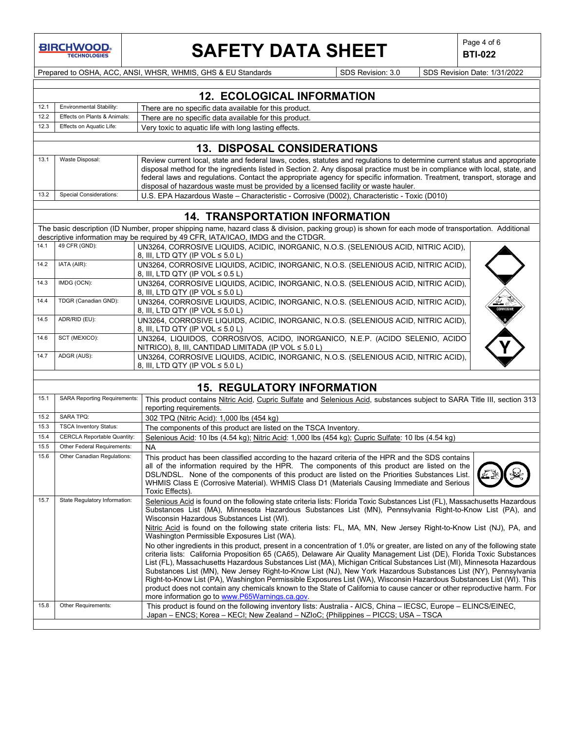## 12. ECOLOGICAL INFORMATION

| | | |
|---|---|---|
| 12.1 | Environmental Stability: | There are no specific data available for this product. |
| 12.2 | Effects on Plants & Animals: | There are no specific data available for this product. |
| 12.3 | Effects on Aquatic Life: | Very toxic to aquatic life with long lasting effects. |

## 13. DISPOSAL CONSIDERATIONS

| | | |
|---|---|---|
| 13.1 | Waste Disposal: | Review current local, state and federal laws, codes, statutes and regulations to determine current status and appropriate disposal method for the ingredients listed in Section 2. Any disposal practice must be in compliance with local, state, and federal laws and regulations. Contact the appropriate agency for specific information. Treatment, transport, storage and disposal of hazardous waste must be provided by a licensed facility or waste hauler. |
| 13.2 | Special Considerations: | U.S. EPA Hazardous Waste – Characteristic - Corrosive (D002), Characteristic - Toxic (D010) |

## 14. TRANSPORTATION INFORMATION

The basic description (ID Number, proper shipping name, hazard class & division, packing group) is shown for each mode of transportation. Additional descriptive information may be required by 49 CFR, IATA/ICAO, IMDG and the CTDGR.

| | | |
|---|---|---|
| 14.1 | 49 CFR (GND): | UN3264, CORROSIVE LIQUIDS, ACIDIC, INORGANIC, N.O.S. (SELENIOUS ACID, NITRIC ACID), 8, III, LTD QTY (IP VOL ≤ 5.0 L) |
| 14.2 | IATA (AIR): | UN3264, CORROSIVE LIQUIDS, ACIDIC, INORGANIC, N.O.S. (SELENIOUS ACID, NITRIC ACID), 8, III, LTD QTY (IP VOL ≤ 0.5 L) |
| 14.3 | IMDG (OCN): | UN3264, CORROSIVE LIQUIDS, ACIDIC, INORGANIC, N.O.S. (SELENIOUS ACID, NITRIC ACID), 8, III, LTD QTY (IP VOL ≤ 5.0 L) |
| 14.4 | TDGR (Canadian GND): | UN3264, CORROSIVE LIQUIDS, ACIDIC, INORGANIC, N.O.S. (SELENIOUS ACID, NITRIC ACID), 8, III, LTD QTY (IP VOL ≤ 5.0 L) |
| 14.5 | ADR/RID (EU): | UN3264, CORROSIVE LIQUIDS, ACIDIC, INORGANIC, N.O.S. (SELENIOUS ACID, NITRIC ACID), 8, III, LTD QTY (IP VOL ≤ 5.0 L) |
| 14.6 | SCT (MEXICO): | UN3264, LIQUIDOS, CORROSIVOS, ACIDO, INORGANICO, N.E.P. (ACIDO SELENIO, ACIDO NITRICO), 8, III, CANTIDAD LIMITADA (IP VOL ≤ 5.0 L) |
| 14.7 | ADGR (AUS): | UN3264, CORROSIVE LIQUIDS, ACIDIC, INORGANIC, N.O.S. (SELENIOUS ACID, NITRIC ACID), 8, III, LTD QTY (IP VOL ≤ 5.0 L) |

## 15. REGULATORY INFORMATION

| | | |
|---|---|---|
| 15.1 | SARA Reporting Requirements: | This product contains Nitric Acid, Cupric Sulfate and Selenious Acid, substances subject to SARA Title III, section 313 reporting requirements. |
| 15.2 | SARA TPQ: | 302 TPQ (Nitric Acid): 1,000 lbs (454 kg) |
| 15.3 | TSCA Inventory Status: | The components of this product are listed on the TSCA Inventory. |
| 15.4 | CERCLA Reportable Quantity: | Selenious Acid: 10 lbs (4.54 kg); Nitric Acid: 1,000 lbs (454 kg); Cupric Sulfate: 10 lbs (4.54 kg) |
| 15.5 | Other Federal Requirements: | NA |
| 15.6 | Other Canadian Regulations: | This product has been classified according to the hazard criteria of the HPR and the SDS contains all of the information required by the HPR. The components of this product are listed on the DSL/NDSL. None of the components of this product are listed on the Priorities Substances List. WHMIS Class E (Corrosive Material). WHMIS Class D1 (Materials Causing Immediate and Serious Toxic Effects). |
| 15.7 | State Regulatory Information: | Selenious Acid is found on the following state criteria lists: Florida Toxic Substances List (FL), Massachusetts Hazardous Substances List (MA), Minnesota Hazardous Substances List (MN), Pennsylvania Right-to-Know List (PA), and Wisconsin Hazardous Substances List (WI).<br>Nitric Acid is found on the following state criteria lists: FL, MA, MN, New Jersey Right-to-Know List (NJ), PA, and Washington Permissible Exposures List (WA).<br>No other ingredients in this product, present in a concentration of 1.0% or greater, are listed on any of the following state criteria lists: California Proposition 65 (CA65), Delaware Air Quality Management List (DE), Florida Toxic Substances List (FL), Massachusetts Hazardous Substances List (MA), Michigan Critical Substances List (MI), Minnesota Hazardous Substances List (MN), New Jersey Right-to-Know List (NJ), New York Hazardous Substances List (NY), Pennsylvania Right-to-Know List (PA), Washington Permissible Exposures List (WA), Wisconsin Hazardous Substances List (WI). This product does not contain any chemicals known to the State of California to cause cancer or other reproductive harm. For more information go to www.P65Warnings.ca.gov. |
| 15.8 | Other Requirements: | This product is found on the following inventory lists: Australia - AICS, China – IECSC, Europe – ELINCS/EINEC, Japan – ENCS; Korea – KECI; New Zealand – NZIoC; {Philippines – PICCS; USA – TSCA |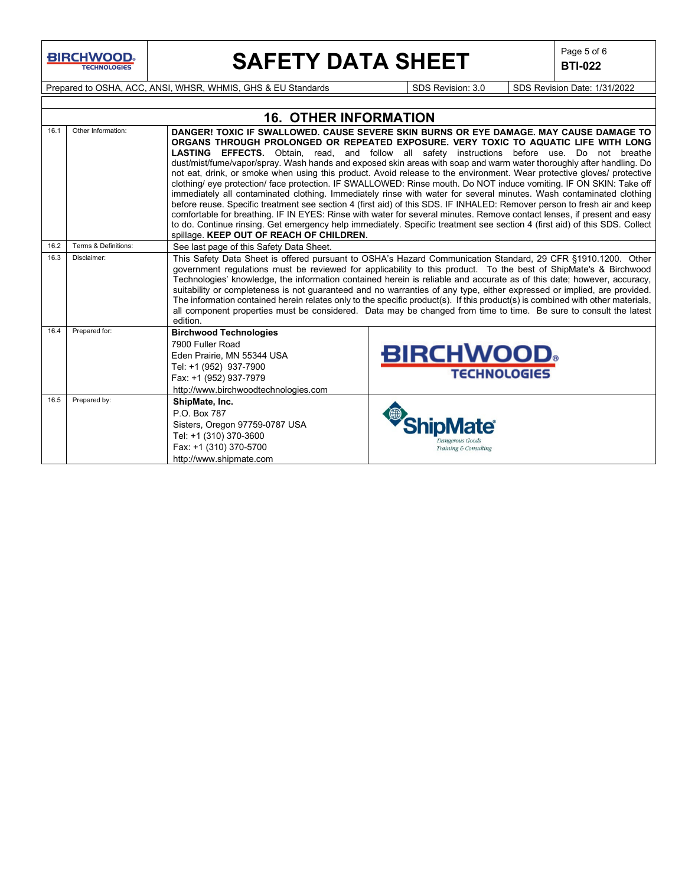## 16. OTHER INFORMATION

| | | |
|---|---|---|
| 16.1 | Other Information: | **DANGER! TOXIC IF SWALLOWED. CAUSE SEVERE SKIN BURNS OR EYE DAMAGE. MAY CAUSE DAMAGE TO ORGANS THROUGH PROLONGED OR REPEATED EXPOSURE. VERY TOXIC TO AQUATIC LIFE WITH LONG LASTING EFFECTS.** Obtain, read, and follow all safety instructions before use. Do not breathe dust/mist/fume/vapor/spray. Wash hands and exposed skin areas with soap and warm water thoroughly after handling. Do not eat, drink, or smoke when using this product. Avoid release to the environment. Wear protective gloves/ protective clothing/ eye protection/ face protection. IF SWALLOWED: Rinse mouth. Do NOT induce vomiting. IF ON SKIN: Take off immediately all contaminated clothing. Immediately rinse with water for several minutes. Wash contaminated clothing before reuse. Specific treatment see section 4 (first aid) of this SDS. IF INHALED: Remover person to fresh air and keep comfortable for breathing. IF IN EYES: Rinse with water for several minutes. Remove contact lenses, if present and easy to do. Continue rinsing. Get emergency help immediately. Specific treatment see section 4 (first aid) of this SDS. Collect spillage. **KEEP OUT OF REACH OF CHILDREN.** |
| 16.2 | Terms & Definitions: | See last page of this Safety Data Sheet. |
| 16.3 | Disclaimer: | This Safety Data Sheet is offered pursuant to OSHA's Hazard Communication Standard, 29 CFR §1910.1200. Other government regulations must be reviewed for applicability to this product. To the best of ShipMate's & Birchwood Technologies' knowledge, the information contained herein is reliable and accurate as of this date; however, accuracy, suitability or completeness is not guaranteed and no warranties of any type, either expressed or implied, are provided. The information contained herein relates only to the specific product(s). If this product(s) is combined with other materials, all component properties must be considered. Data may be changed from time to time. Be sure to consult the latest edition. |
| 16.4 | Prepared for: | **Birchwood Technologies**<br>7900 Fuller Road<br>Eden Prairie, MN 55344 USA<br>Tel: +1 (952) 937-7900<br>Fax: +1 (952) 937-7979<br>http://www.birchwoodtechnologies.com |
| 16.5 | Prepared by: | **ShipMate, Inc.**<br>P.O. Box 787<br>Sisters, Oregon 97759-0787 USA<br>Tel: +1 (310) 370-3600<br>Fax: +1 (310) 370-5700<br>http://www.shipmate.com |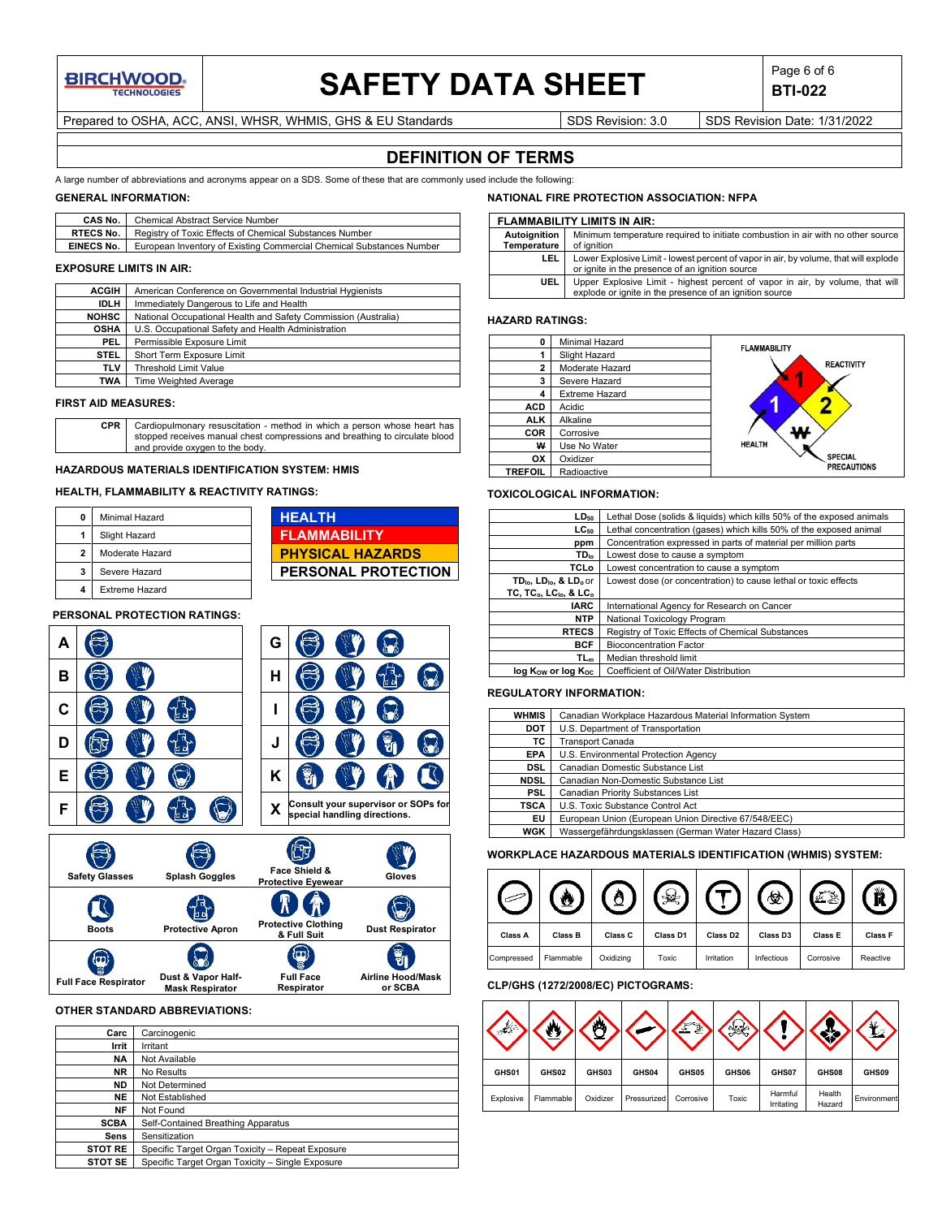# DEFINITION OF TERMS

A large number of abbreviations and acronyms appear on a SDS. Some of these that are commonly used include the following:

## GENERAL INFORMATION:

| | |
|---|---|
| **CAS No.** | Chemical Abstract Service Number |
| **RTECS No.** | Registry of Toxic Effects of Chemical Substances Number |
| **EINECS No.** | European Inventory of Existing Commercial Chemical Substances Number |

## EXPOSURE LIMITS IN AIR:

| | |
|---|---|
| **ACGIH** | American Conference on Governmental Industrial Hygienists |
| **IDLH** | Immediately Dangerous to Life and Health |
| **NOHSC** | National Occupational Health and Safety Commission (Australia) |
| **OSHA** | U.S. Occupational Safety and Health Administration |
| **PEL** | Permissible Exposure Limit |
| **STEL** | Short Term Exposure Limit |
| **TLV** | Threshold Limit Value |
| **TWA** | Time Weighted Average |

## FIRST AID MEASURES:

| | |
|---|---|
| **CPR** | Cardiopulmonary resuscitation - method in which a person whose heart has stopped receives manual chest compressions and breathing to circulate blood and provide oxygen to the body. |

## HAZARDOUS MATERIALS IDENTIFICATION SYSTEM: HMIS

### HEALTH, FLAMMABILITY & REACTIVITY RATINGS:

| | |
|---|---|
| **0** | Minimal Hazard |
| **1** | Slight Hazard |
| **2** | Moderate Hazard |
| **3** | Severe Hazard |
| **4** | Extreme Hazard |

HEALTH
FLAMMABILITY
PHYSICAL HAZARDS
PERSONAL PROTECTION

### PERSONAL PROTECTION RATINGS:

A
B
C
D
E
F
G
H
I
J
K
X Consult your supervisor or SOPs for special handling directions.

Safety Glasses
Splash Goggles
Face Shield & Protective Eyewear
Gloves
Boots
Protective Apron
Protective Clothing & Full Suit
Dust Respirator
Full Face Respirator
Dust & Vapor Half-Mask Respirator
Full Face Respirator
Airline Hood/Mask or SCBA

## OTHER STANDARD ABBREVIATIONS:

| | |
|---|---|
| **Carc** | Carcinogenic |
| **Irrit** | Irritant |
| **NA** | Not Available |
| **NR** | No Results |
| **ND** | Not Determined |
| **NE** | Not Established |
| **NF** | Not Found |
| **SCBA** | Self-Contained Breathing Apparatus |
| **Sens** | Sensitization |
| **STOT RE** | Specific Target Organ Toxicity – Repeat Exposure |
| **STOT SE** | Specific Target Organ Toxicity – Single Exposure |

## NATIONAL FIRE PROTECTION ASSOCIATION: NFPA

| FLAMMABILITY LIMITS IN AIR: | |
|---|---|
| **Autoignition Temperature** | Minimum temperature required to initiate combustion in air with no other source of ignition |
| **LEL** | Lower Explosive Limit - lowest percent of vapor in air, by volume, that will explode or ignite in the presence of an ignition source |
| **UEL** | Upper Explosive Limit - highest percent of vapor in air, by volume, that will explode or ignite in the presence of an ignition source |

### HAZARD RATINGS:

| | |
|---|---|
| **0** | Minimal Hazard |
| **1** | Slight Hazard |
| **2** | Moderate Hazard |
| **3** | Severe Hazard |
| **4** | Extreme Hazard |
| **ACD** | Acidic |
| **ALK** | Alkaline |
| **COR** | Corrosive |
| **W̶** | Use No Water |
| **OX** | Oxidizer |
| **TREFOIL** | Radioactive |

FLAMMABILITY
REACTIVITY
HEALTH
SPECIAL PRECAUTIONS
1
1
2
W̶

## TOXICOLOGICAL INFORMATION:

| | |
|---|---|
| **$LD_{50}$** | Lethal Dose (solids & liquids) which kills 50% of the exposed animals |
| **$LC_{50}$** | Lethal concentration (gases) which kills 50% of the exposed animal |
| **ppm** | Concentration expressed in parts of material per million parts |
| **$TD_{lo}$** | Lowest dose to cause a symptom |
| **TCLo** | Lowest concentration to cause a symptom |
| **$TD_{lo}$, $LD_{lo}$, & $LD_o$ or TC, $TC_o$, $LC_{lo}$, & $LC_o$** | Lowest dose (or concentration) to cause lethal or toxic effects |
| **IARC** | International Agency for Research on Cancer |
| **NTP** | National Toxicology Program |
| **RTECS** | Registry of Toxic Effects of Chemical Substances |
| **BCF** | Bioconcentration Factor |
| **$TL_m$** | Median threshold limit |
| **log $K_{OW}$ or log $K_{OC}$** | Coefficient of Oil/Water Distribution |

## REGULATORY INFORMATION:

| | |
|---|---|
| **WHMIS** | Canadian Workplace Hazardous Material Information System |
| **DOT** | U.S. Department of Transportation |
| **TC** | Transport Canada |
| **EPA** | U.S. Environmental Protection Agency |
| **DSL** | Canadian Domestic Substance List |
| **NDSL** | Canadian Non-Domestic Substance List |
| **PSL** | Canadian Priority Substances List |
| **TSCA** | U.S. Toxic Substance Control Act |
| **EU** | European Union (European Union Directive 67/548/EEC) |
| **WGK** | Wassergefährdungsklassen (German Water Hazard Class) |

## WORKPLACE HAZARDOUS MATERIALS IDENTIFICATION (WHMIS) SYSTEM:

| Class A | Class B | Class C | Class D1 | Class D2 | Class D3 | Class E | Class F |
|---|---|---|---|---|---|---|---|
| Compressed | Flammable | Oxidizing | Toxic | Irritation | Infectious | Corrosive | Reactive |

## CLP/GHS (1272/2008/EC) PICTOGRAMS:

| GHS01 | GHS02 | GHS03 | GHS04 | GHS05 | GHS06 | GHS07 | GHS08 | GHS09 |
|---|---|---|---|---|---|---|---|---|
| Explosive | Flammable | Oxidizer | Pressurized | Corrosive | Toxic | Harmful Irritating | Health Hazard | Environment |